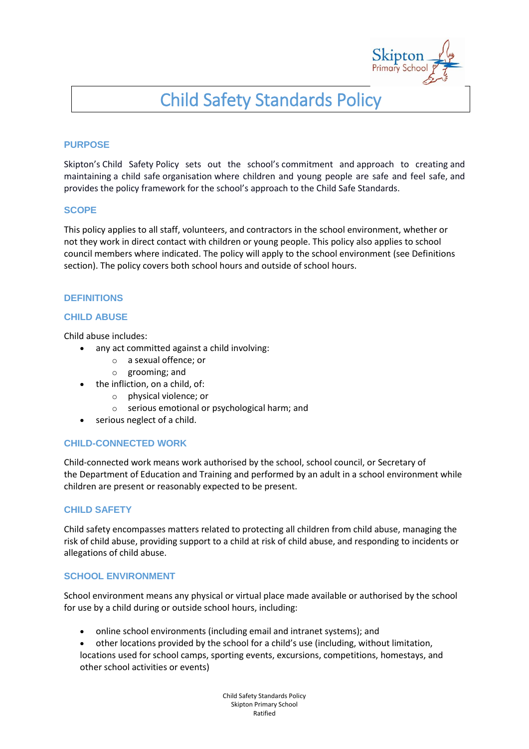# Child Safety Standards Policy

## PURPOSE

Skipton's Child Safety Policy sets out the school's commitment and approach to creating and maintaining a child safe organisation where children and young people are safe and feel safe, and provides the policy framework for the school's approach to the Child Safe Standards.

## SCOPE

This policy applies to all staff, volunteers, and contractors in the school environment, whether or not they work in direct contact with children or young people. This policy also applies to school council members where indicated. The policy will apply to the school environment (see Definitions section). The policy covers both school hours and outside of school hours.

## DEFINITIONS

### CHILD ABUSE

Child abuse includes:

- any act committed against a child involving:
  - a sexual offence; or
  - grooming; and
- the infliction, on a child, of:
  - physical violence; or
  - serious emotional or psychological harm; and
- serious neglect of a child.

### CHILD-CONNECTED WORK

Child-connected work means work authorised by the school, school council, or Secretary of the Department of Education and Training and performed by an adult in a school environment while children are present or reasonably expected to be present.

### CHILD SAFETY

Child safety encompasses matters related to protecting all children from child abuse, managing the risk of child abuse, providing support to a child at risk of child abuse, and responding to incidents or allegations of child abuse.

### SCHOOL ENVIRONMENT

School environment means any physical or virtual place made available or authorised by the school for use by a child during or outside school hours, including:

- online school environments (including email and intranet systems); and
- other locations provided by the school for a child's use (including, without limitation, locations used for school camps, sporting events, excursions, competitions, homestays, and other school activities or events)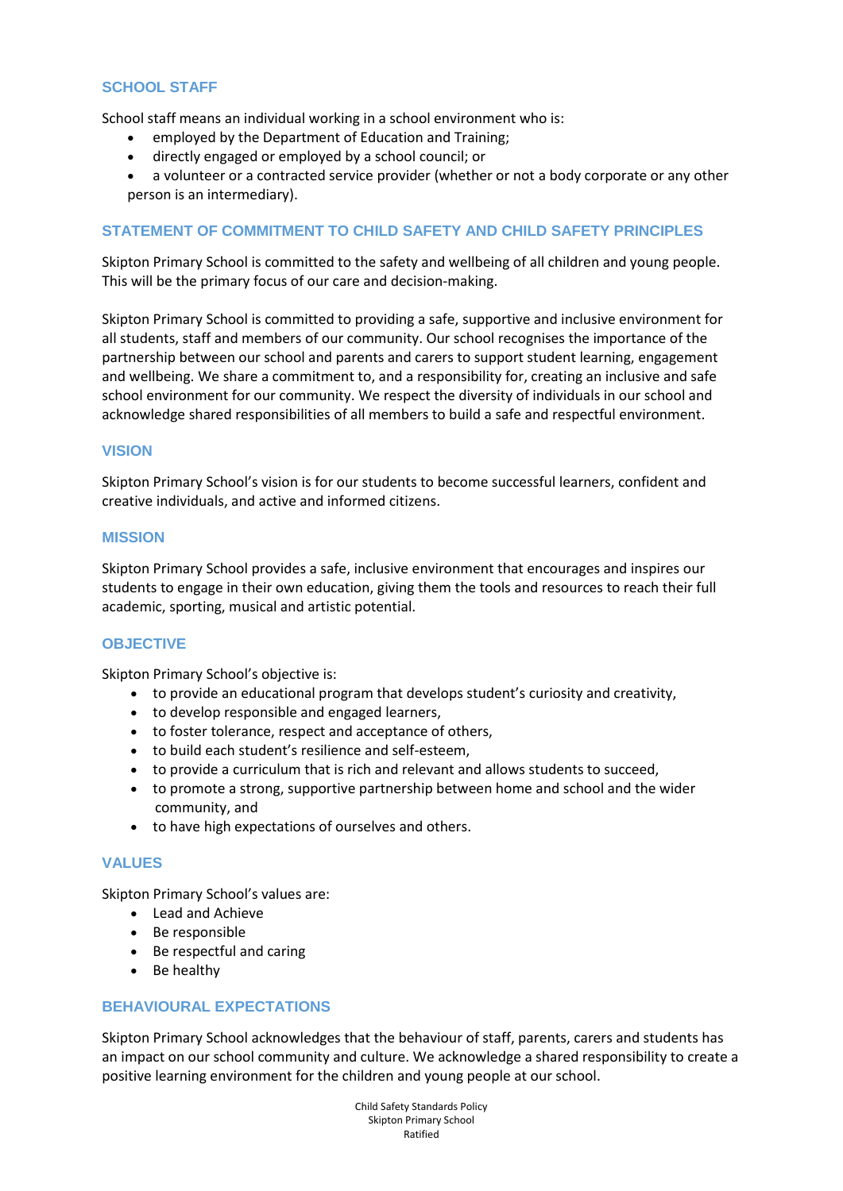## SCHOOL STAFF

School staff means an individual working in a school environment who is:

- employed by the Department of Education and Training;
- directly engaged or employed by a school council; or
- a volunteer or a contracted service provider (whether or not a body corporate or any other person is an intermediary).

## STATEMENT OF COMMITMENT TO CHILD SAFETY AND CHILD SAFETY PRINCIPLES

Skipton Primary School is committed to the safety and wellbeing of all children and young people. This will be the primary focus of our care and decision-making.

Skipton Primary School is committed to providing a safe, supportive and inclusive environment for all students, staff and members of our community. Our school recognises the importance of the partnership between our school and parents and carers to support student learning, engagement and wellbeing. We share a commitment to, and a responsibility for, creating an inclusive and safe school environment for our community. We respect the diversity of individuals in our school and acknowledge shared responsibilities of all members to build a safe and respectful environment.

## VISION

Skipton Primary School's vision is for our students to become successful learners, confident and creative individuals, and active and informed citizens.

## MISSION

Skipton Primary School provides a safe, inclusive environment that encourages and inspires our students to engage in their own education, giving them the tools and resources to reach their full academic, sporting, musical and artistic potential.

## OBJECTIVE

Skipton Primary School's objective is:

- to provide an educational program that develops student's curiosity and creativity,
- to develop responsible and engaged learners,
- to foster tolerance, respect and acceptance of others,
- to build each student's resilience and self-esteem,
- to provide a curriculum that is rich and relevant and allows students to succeed,
- to promote a strong, supportive partnership between home and school and the wider community, and
- to have high expectations of ourselves and others.

## VALUES

Skipton Primary School's values are:

- Lead and Achieve
- Be responsible
- Be respectful and caring
- Be healthy

## BEHAVIOURAL EXPECTATIONS

Skipton Primary School acknowledges that the behaviour of staff, parents, carers and students has an impact on our school community and culture. We acknowledge a shared responsibility to create a positive learning environment for the children and young people at our school.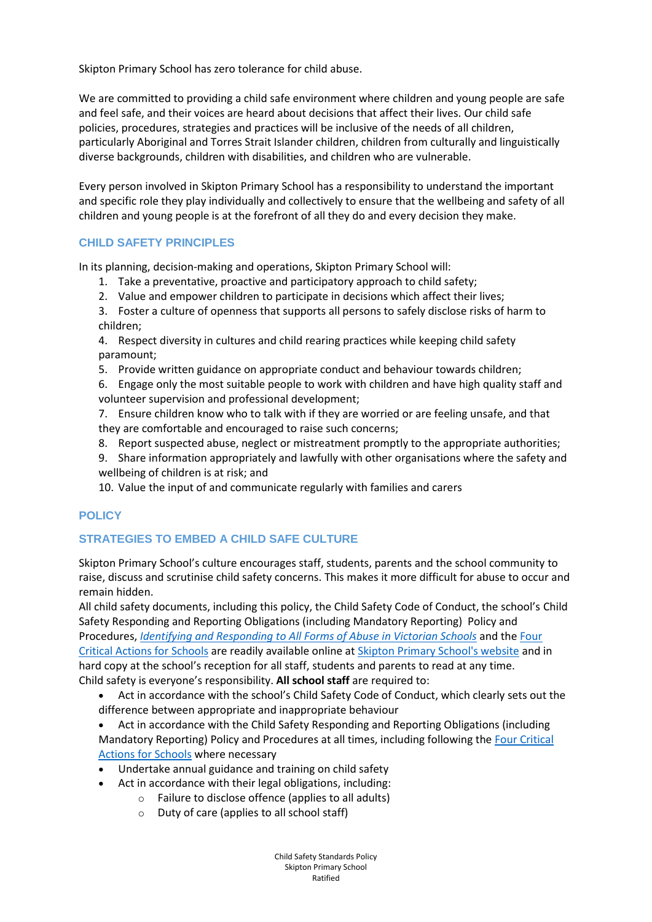Skipton Primary School has zero tolerance for child abuse.

We are committed to providing a child safe environment where children and young people are safe and feel safe, and their voices are heard about decisions that affect their lives. Our child safe policies, procedures, strategies and practices will be inclusive of the needs of all children, particularly Aboriginal and Torres Strait Islander children, children from culturally and linguistically diverse backgrounds, children with disabilities, and children who are vulnerable.

Every person involved in Skipton Primary School has a responsibility to understand the important and specific role they play individually and collectively to ensure that the wellbeing and safety of all children and young people is at the forefront of all they do and every decision they make.

## CHILD SAFETY PRINCIPLES

In its planning, decision-making and operations, Skipton Primary School will:

1. Take a preventative, proactive and participatory approach to child safety;
2. Value and empower children to participate in decisions which affect their lives;
3. Foster a culture of openness that supports all persons to safely disclose risks of harm to children;
4. Respect diversity in cultures and child rearing practices while keeping child safety paramount;
5. Provide written guidance on appropriate conduct and behaviour towards children;
6. Engage only the most suitable people to work with children and have high quality staff and volunteer supervision and professional development;
7. Ensure children know who to talk with if they are worried or are feeling unsafe, and that they are comfortable and encouraged to raise such concerns;
8. Report suspected abuse, neglect or mistreatment promptly to the appropriate authorities;
9. Share information appropriately and lawfully with other organisations where the safety and wellbeing of children is at risk; and
10. Value the input of and communicate regularly with families and carers

## POLICY

## STRATEGIES TO EMBED A CHILD SAFE CULTURE

Skipton Primary School's culture encourages staff, students, parents and the school community to raise, discuss and scrutinise child safety concerns. This makes it more difficult for abuse to occur and remain hidden.

All child safety documents, including this policy, the Child Safety Code of Conduct, the school's Child Safety Responding and Reporting Obligations (including Mandatory Reporting) Policy and Procedures, *Identifying and Responding to All Forms of Abuse in Victorian Schools* and the Four Critical Actions for Schools are readily available online at Skipton Primary School's website and in hard copy at the school's reception for all staff, students and parents to read at any time.

Child safety is everyone's responsibility. **All school staff** are required to:

- Act in accordance with the school's Child Safety Code of Conduct, which clearly sets out the difference between appropriate and inappropriate behaviour
- Act in accordance with the Child Safety Responding and Reporting Obligations (including Mandatory Reporting) Policy and Procedures at all times, including following the Four Critical Actions for Schools where necessary
- Undertake annual guidance and training on child safety
- Act in accordance with their legal obligations, including:
    - Failure to disclose offence (applies to all adults)
    - Duty of care (applies to all school staff)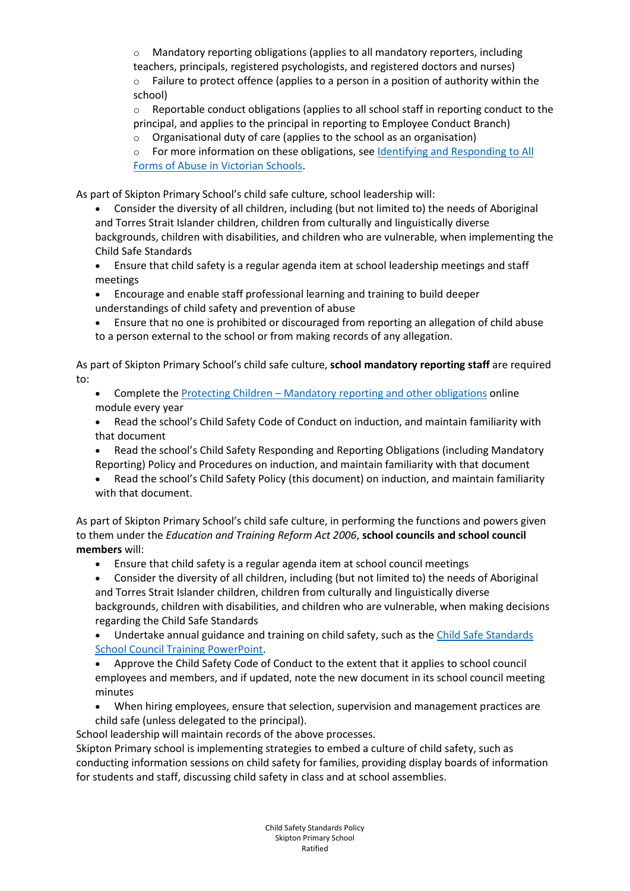- Mandatory reporting obligations (applies to all mandatory reporters, including teachers, principals, registered psychologists, and registered doctors and nurses)
- Failure to protect offence (applies to a person in a position of authority within the school)
- Reportable conduct obligations (applies to all school staff in reporting conduct to the principal, and applies to the principal in reporting to Employee Conduct Branch)
- Organisational duty of care (applies to the school as an organisation)
- For more information on these obligations, see [Identifying and Responding to All Forms of Abuse in Victorian Schools]().

As part of Skipton Primary School's child safe culture, school leadership will:

- Consider the diversity of all children, including (but not limited to) the needs of Aboriginal and Torres Strait Islander children, children from culturally and linguistically diverse backgrounds, children with disabilities, and children who are vulnerable, when implementing the Child Safe Standards
- Ensure that child safety is a regular agenda item at school leadership meetings and staff meetings
- Encourage and enable staff professional learning and training to build deeper understandings of child safety and prevention of abuse
- Ensure that no one is prohibited or discouraged from reporting an allegation of child abuse to a person external to the school or from making records of any allegation.

As part of Skipton Primary School's child safe culture, **school mandatory reporting staff** are required to:

- Complete the [Protecting Children – Mandatory reporting and other obligations]() online module every year
- Read the school's Child Safety Code of Conduct on induction, and maintain familiarity with that document
- Read the school's Child Safety Responding and Reporting Obligations (including Mandatory Reporting) Policy and Procedures on induction, and maintain familiarity with that document
- Read the school's Child Safety Policy (this document) on induction, and maintain familiarity with that document.

As part of Skipton Primary School's child safe culture, in performing the functions and powers given to them under the *Education and Training Reform Act 2006*, **school councils and school council members** will:

- Ensure that child safety is a regular agenda item at school council meetings
- Consider the diversity of all children, including (but not limited to) the needs of Aboriginal and Torres Strait Islander children, children from culturally and linguistically diverse backgrounds, children with disabilities, and children who are vulnerable, when making decisions regarding the Child Safe Standards
- Undertake annual guidance and training on child safety, such as the [Child Safe Standards School Council Training PowerPoint]().
- Approve the Child Safety Code of Conduct to the extent that it applies to school council employees and members, and if updated, note the new document in its school council meeting minutes
- When hiring employees, ensure that selection, supervision and management practices are child safe (unless delegated to the principal).

School leadership will maintain records of the above processes.

Skipton Primary school is implementing strategies to embed a culture of child safety, such as conducting information sessions on child safety for families, providing display boards of information for students and staff, discussing child safety in class and at school assemblies.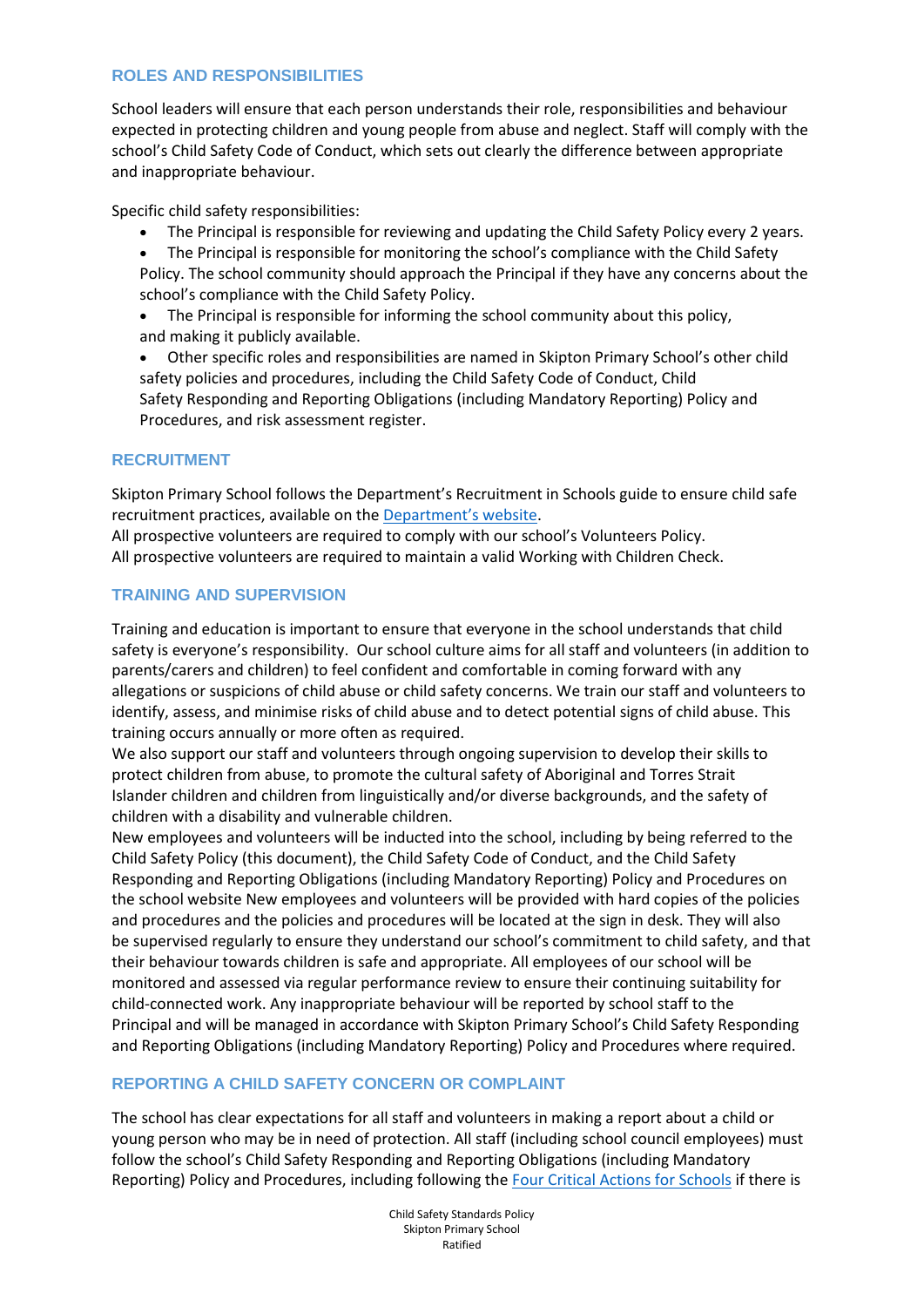## ROLES AND RESPONSIBILITIES

School leaders will ensure that each person understands their role, responsibilities and behaviour expected in protecting children and young people from abuse and neglect. Staff will comply with the school's Child Safety Code of Conduct, which sets out clearly the difference between appropriate and inappropriate behaviour.

Specific child safety responsibilities:

- The Principal is responsible for reviewing and updating the Child Safety Policy every 2 years.
- The Principal is responsible for monitoring the school's compliance with the Child Safety Policy. The school community should approach the Principal if they have any concerns about the school's compliance with the Child Safety Policy.
- The Principal is responsible for informing the school community about this policy, and making it publicly available.
- Other specific roles and responsibilities are named in Skipton Primary School's other child safety policies and procedures, including the Child Safety Code of Conduct, Child Safety Responding and Reporting Obligations (including Mandatory Reporting) Policy and Procedures, and risk assessment register.

## RECRUITMENT

Skipton Primary School follows the Department's Recruitment in Schools guide to ensure child safe recruitment practices, available on the Department's website.
All prospective volunteers are required to comply with our school's Volunteers Policy.
All prospective volunteers are required to maintain a valid Working with Children Check.

## TRAINING AND SUPERVISION

Training and education is important to ensure that everyone in the school understands that child safety is everyone's responsibility. Our school culture aims for all staff and volunteers (in addition to parents/carers and children) to feel confident and comfortable in coming forward with any allegations or suspicions of child abuse or child safety concerns. We train our staff and volunteers to identify, assess, and minimise risks of child abuse and to detect potential signs of child abuse. This training occurs annually or more often as required.
We also support our staff and volunteers through ongoing supervision to develop their skills to protect children from abuse, to promote the cultural safety of Aboriginal and Torres Strait Islander children and children from linguistically and/or diverse backgrounds, and the safety of children with a disability and vulnerable children.
New employees and volunteers will be inducted into the school, including by being referred to the Child Safety Policy (this document), the Child Safety Code of Conduct, and the Child Safety Responding and Reporting Obligations (including Mandatory Reporting) Policy and Procedures on the school website New employees and volunteers will be provided with hard copies of the policies and procedures and the policies and procedures will be located at the sign in desk. They will also be supervised regularly to ensure they understand our school's commitment to child safety, and that their behaviour towards children is safe and appropriate. All employees of our school will be monitored and assessed via regular performance review to ensure their continuing suitability for child-connected work. Any inappropriate behaviour will be reported by school staff to the Principal and will be managed in accordance with Skipton Primary School's Child Safety Responding and Reporting Obligations (including Mandatory Reporting) Policy and Procedures where required.

## REPORTING A CHILD SAFETY CONCERN OR COMPLAINT

The school has clear expectations for all staff and volunteers in making a report about a child or young person who may be in need of protection. All staff (including school council employees) must follow the school's Child Safety Responding and Reporting Obligations (including Mandatory Reporting) Policy and Procedures, including following the Four Critical Actions for Schools if there is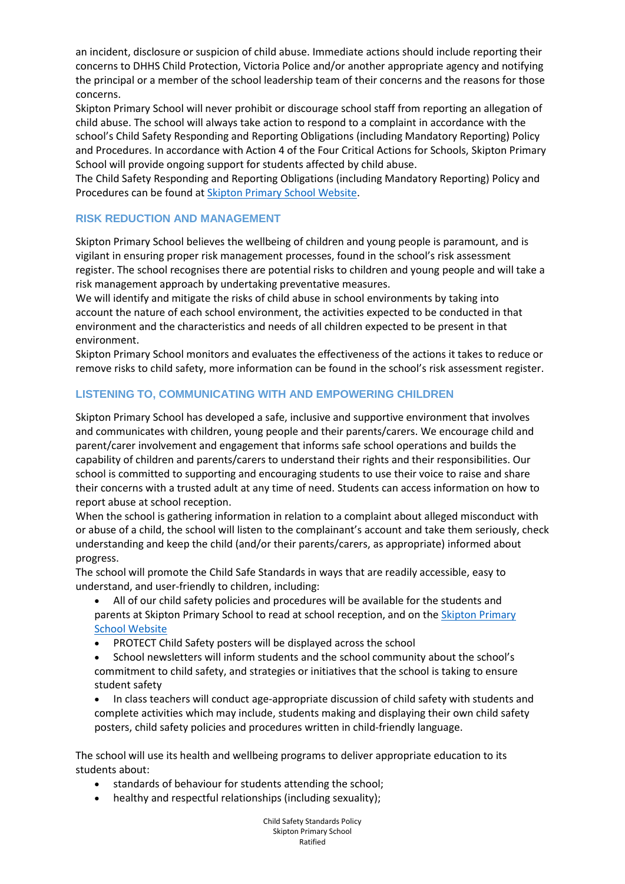an incident, disclosure or suspicion of child abuse. Immediate actions should include reporting their concerns to DHHS Child Protection, Victoria Police and/or another appropriate agency and notifying the principal or a member of the school leadership team of their concerns and the reasons for those concerns.

Skipton Primary School will never prohibit or discourage school staff from reporting an allegation of child abuse. The school will always take action to respond to a complaint in accordance with the school's Child Safety Responding and Reporting Obligations (including Mandatory Reporting) Policy and Procedures. In accordance with Action 4 of the Four Critical Actions for Schools, Skipton Primary School will provide ongoing support for students affected by child abuse.

The Child Safety Responding and Reporting Obligations (including Mandatory Reporting) Policy and Procedures can be found at Skipton Primary School Website.

## RISK REDUCTION AND MANAGEMENT

Skipton Primary School believes the wellbeing of children and young people is paramount, and is vigilant in ensuring proper risk management processes, found in the school's risk assessment register. The school recognises there are potential risks to children and young people and will take a risk management approach by undertaking preventative measures.

We will identify and mitigate the risks of child abuse in school environments by taking into account the nature of each school environment, the activities expected to be conducted in that environment and the characteristics and needs of all children expected to be present in that environment.

Skipton Primary School monitors and evaluates the effectiveness of the actions it takes to reduce or remove risks to child safety, more information can be found in the school's risk assessment register.

## LISTENING TO, COMMUNICATING WITH AND EMPOWERING CHILDREN

Skipton Primary School has developed a safe, inclusive and supportive environment that involves and communicates with children, young people and their parents/carers. We encourage child and parent/carer involvement and engagement that informs safe school operations and builds the capability of children and parents/carers to understand their rights and their responsibilities. Our school is committed to supporting and encouraging students to use their voice to raise and share their concerns with a trusted adult at any time of need. Students can access information on how to report abuse at school reception.

When the school is gathering information in relation to a complaint about alleged misconduct with or abuse of a child, the school will listen to the complainant's account and take them seriously, check understanding and keep the child (and/or their parents/carers, as appropriate) informed about progress.

The school will promote the Child Safe Standards in ways that are readily accessible, easy to understand, and user-friendly to children, including:

- All of our child safety policies and procedures will be available for the students and parents at Skipton Primary School to read at school reception, and on the Skipton Primary School Website
- PROTECT Child Safety posters will be displayed across the school
- School newsletters will inform students and the school community about the school's commitment to child safety, and strategies or initiatives that the school is taking to ensure student safety
- In class teachers will conduct age-appropriate discussion of child safety with students and complete activities which may include, students making and displaying their own child safety posters, child safety policies and procedures written in child-friendly language.

The school will use its health and wellbeing programs to deliver appropriate education to its students about:

- standards of behaviour for students attending the school;
- healthy and respectful relationships (including sexuality);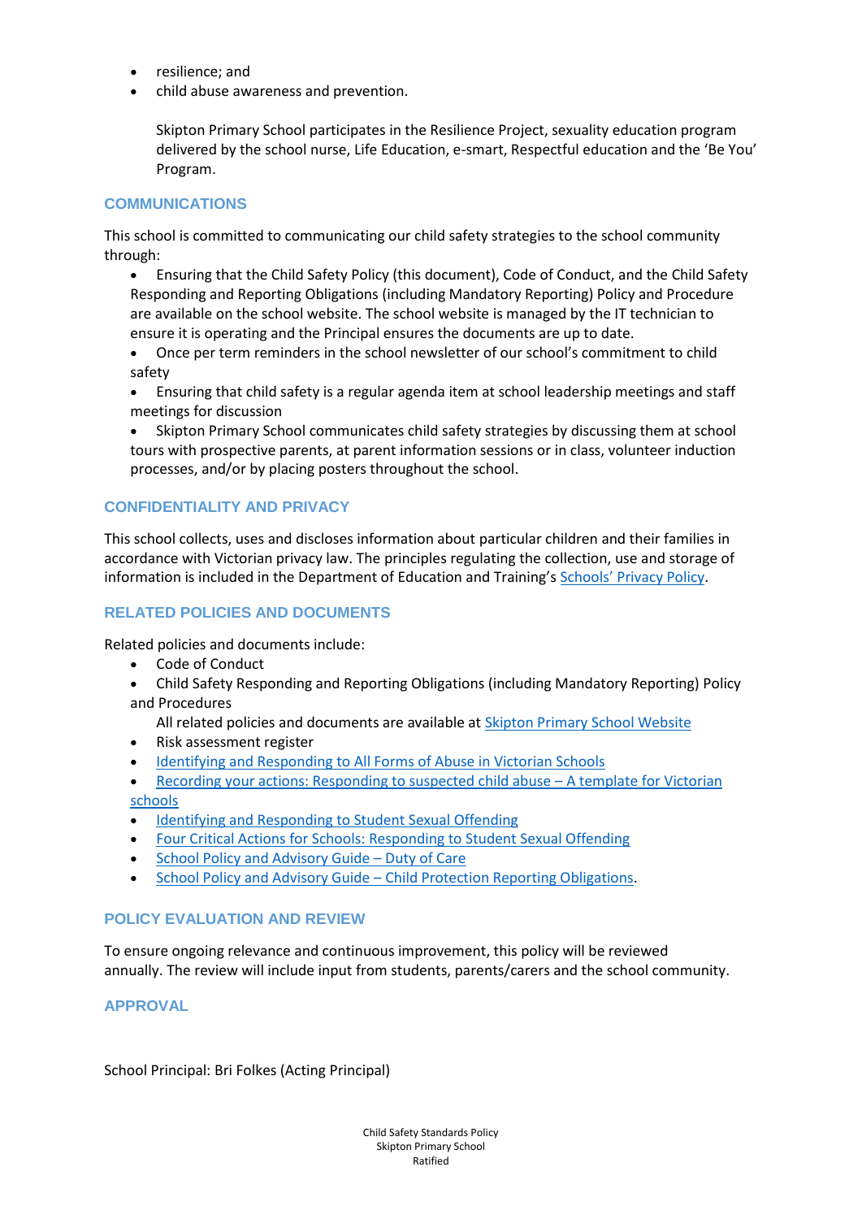- resilience; and
- child abuse awareness and prevention.

  Skipton Primary School participates in the Resilience Project, sexuality education program delivered by the school nurse, Life Education, e-smart, Respectful education and the 'Be You' Program.

## COMMUNICATIONS

This school is committed to communicating our child safety strategies to the school community through:

- Ensuring that the Child Safety Policy (this document), Code of Conduct, and the Child Safety Responding and Reporting Obligations (including Mandatory Reporting) Policy and Procedure are available on the school website. The school website is managed by the IT technician to ensure it is operating and the Principal ensures the documents are up to date.
- Once per term reminders in the school newsletter of our school's commitment to child safety
- Ensuring that child safety is a regular agenda item at school leadership meetings and staff meetings for discussion
- Skipton Primary School communicates child safety strategies by discussing them at school tours with prospective parents, at parent information sessions or in class, volunteer induction processes, and/or by placing posters throughout the school.

## CONFIDENTIALITY AND PRIVACY

This school collects, uses and discloses information about particular children and their families in accordance with Victorian privacy law. The principles regulating the collection, use and storage of information is included in the Department of Education and Training's Schools' Privacy Policy.

## RELATED POLICIES AND DOCUMENTS

Related policies and documents include:

- Code of Conduct
- Child Safety Responding and Reporting Obligations (including Mandatory Reporting) Policy and Procedures

  All related policies and documents are available at Skipton Primary School Website
- Risk assessment register
- Identifying and Responding to All Forms of Abuse in Victorian Schools
- Recording your actions: Responding to suspected child abuse – A template for Victorian schools
- Identifying and Responding to Student Sexual Offending
- Four Critical Actions for Schools: Responding to Student Sexual Offending
- School Policy and Advisory Guide – Duty of Care
- School Policy and Advisory Guide – Child Protection Reporting Obligations.

## POLICY EVALUATION AND REVIEW

To ensure ongoing relevance and continuous improvement, this policy will be reviewed annually. The review will include input from students, parents/carers and the school community.

## APPROVAL

School Principal: Bri Folkes (Acting Principal)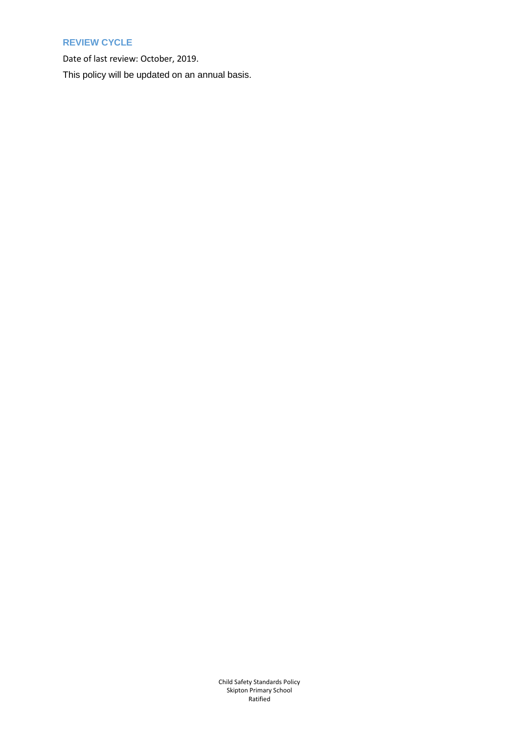## REVIEW CYCLE

Date of last review: October, 2019.

This policy will be updated on an annual basis.